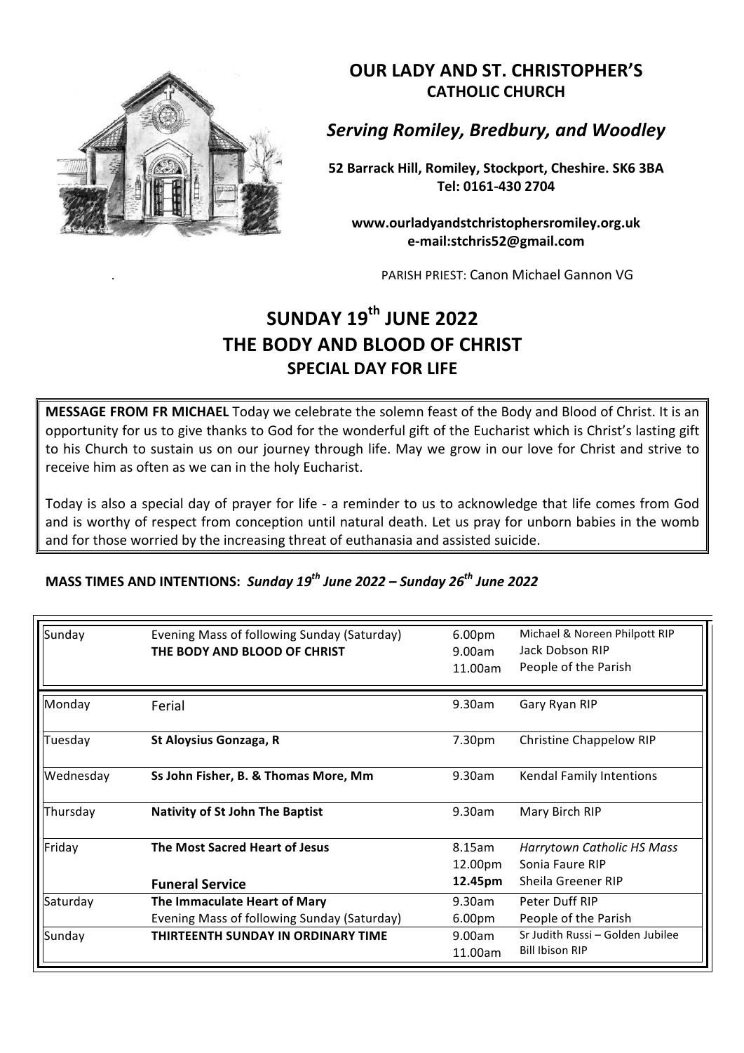# OUR LADY AND ST. CHRISTOPHER'S

## CATHOLIC CHURCH

### *Serving Romiley, Bredbury, and Woodley*

**52 Barrack Hill, Romiley, Stockport, Cheshire. SK6 3BA**
**Tel: 0161-430 2704**

**www.ourladyandstchristophersromiley.org.uk**
**e-mail:stchris52@gmail.com**

PARISH PRIEST: Canon Michael Gannon VG

# SUNDAY 19th JUNE 2022
# THE BODY AND BLOOD OF CHRIST
## SPECIAL DAY FOR LIFE

**MESSAGE FROM FR MICHAEL** Today we celebrate the solemn feast of the Body and Blood of Christ. It is an opportunity for us to give thanks to God for the wonderful gift of the Eucharist which is Christ's lasting gift to his Church to sustain us on our journey through life. May we grow in our love for Christ and strive to receive him as often as we can in the holy Eucharist.

Today is also a special day of prayer for life - a reminder to us to acknowledge that life comes from God and is worthy of respect from conception until natural death. Let us pray for unborn babies in the womb and for those worried by the increasing threat of euthanasia and assisted suicide.

**MASS TIMES AND INTENTIONS:** ***Sunday 19th June 2022 – Sunday 26th June 2022***

| | | | |
|---|---|---|---|
| Sunday | Evening Mass of following Sunday (Saturday)<br>**THE BODY AND BLOOD OF CHRIST** | 6.00pm<br>9.00am<br>11.00am | Michael & Noreen Philpott RIP<br>Jack Dobson RIP<br>People of the Parish |
| Monday | Ferial | 9.30am | Gary Ryan RIP |
| Tuesday | **St Aloysius Gonzaga, R** | 7.30pm | Christine Chappelow RIP |
| Wednesday | **Ss John Fisher, B. & Thomas More, Mm** | 9.30am | Kendal Family Intentions |
| Thursday | **Nativity of St John The Baptist** | 9.30am | Mary Birch RIP |
| Friday | **The Most Sacred Heart of Jesus**<br><br>**Funeral Service** | 8.15am<br>12.00pm<br>**12.45pm** | *Harrytown Catholic HS Mass*<br>Sonia Faure RIP<br>Sheila Greener RIP |
| Saturday | **The Immaculate Heart of Mary**<br>Evening Mass of following Sunday (Saturday) | 9.30am<br>6.00pm | Peter Duff RIP<br>People of the Parish |
| Sunday | **THIRTEENTH SUNDAY IN ORDINARY TIME** | 9.00am<br>11.00am | Sr Judith Russi – Golden Jubilee<br>Bill Ibison RIP |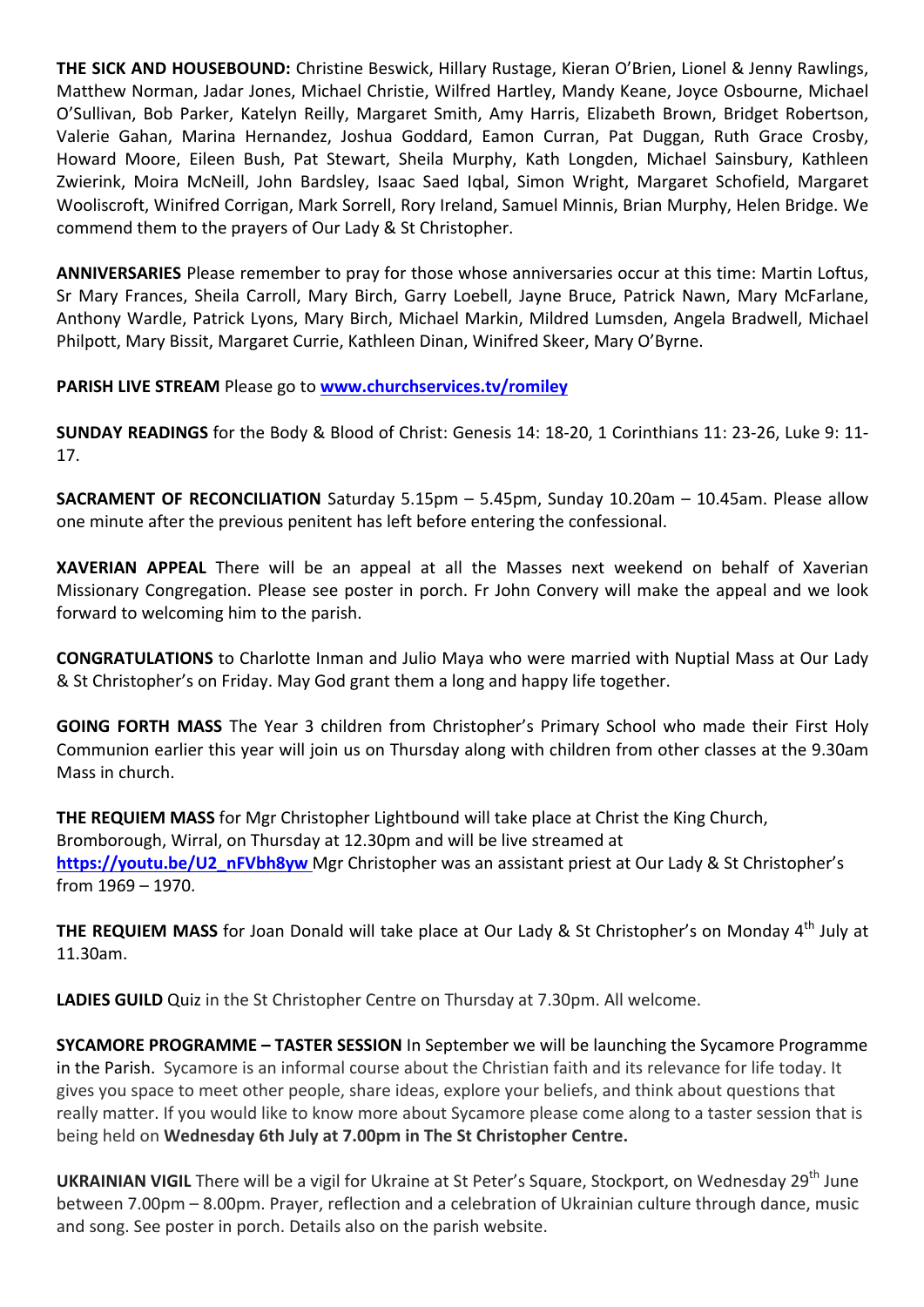**THE SICK AND HOUSEBOUND:** Christine Beswick, Hillary Rustage, Kieran O'Brien, Lionel & Jenny Rawlings, Matthew Norman, Jadar Jones, Michael Christie, Wilfred Hartley, Mandy Keane, Joyce Osbourne, Michael O'Sullivan, Bob Parker, Katelyn Reilly, Margaret Smith, Amy Harris, Elizabeth Brown, Bridget Robertson, Valerie Gahan, Marina Hernandez, Joshua Goddard, Eamon Curran, Pat Duggan, Ruth Grace Crosby, Howard Moore, Eileen Bush, Pat Stewart, Sheila Murphy, Kath Longden, Michael Sainsbury, Kathleen Zwierink, Moira McNeill, John Bardsley, Isaac Saed Iqbal, Simon Wright, Margaret Schofield, Margaret Wooliscroft, Winifred Corrigan, Mark Sorrell, Rory Ireland, Samuel Minnis, Brian Murphy, Helen Bridge. We commend them to the prayers of Our Lady & St Christopher.

**ANNIVERSARIES** Please remember to pray for those whose anniversaries occur at this time: Martin Loftus, Sr Mary Frances, Sheila Carroll, Mary Birch, Garry Loebell, Jayne Bruce, Patrick Nawn, Mary McFarlane, Anthony Wardle, Patrick Lyons, Mary Birch, Michael Markin, Mildred Lumsden, Angela Bradwell, Michael Philpott, Mary Bissit, Margaret Currie, Kathleen Dinan, Winifred Skeer, Mary O'Byrne.

**PARISH LIVE STREAM** Please go to **www.churchservices.tv/romiley**

**SUNDAY READINGS** for the Body & Blood of Christ: Genesis 14: 18-20, 1 Corinthians 11: 23-26, Luke 9: 11-17.

**SACRAMENT OF RECONCILIATION** Saturday 5.15pm – 5.45pm, Sunday 10.20am – 10.45am. Please allow one minute after the previous penitent has left before entering the confessional.

**XAVERIAN APPEAL** There will be an appeal at all the Masses next weekend on behalf of Xaverian Missionary Congregation. Please see poster in porch. Fr John Convery will make the appeal and we look forward to welcoming him to the parish.

**CONGRATULATIONS** to Charlotte Inman and Julio Maya who were married with Nuptial Mass at Our Lady & St Christopher's on Friday. May God grant them a long and happy life together.

**GOING FORTH MASS** The Year 3 children from Christopher's Primary School who made their First Holy Communion earlier this year will join us on Thursday along with children from other classes at the 9.30am Mass in church.

**THE REQUIEM MASS** for Mgr Christopher Lightbound will take place at Christ the King Church, Bromborough, Wirral, on Thursday at 12.30pm and will be live streamed at **https://youtu.be/U2_nFVbh8yw** Mgr Christopher was an assistant priest at Our Lady & St Christopher's from 1969 – 1970.

**THE REQUIEM MASS** for Joan Donald will take place at Our Lady & St Christopher's on Monday 4th July at 11.30am.

**LADIES GUILD** Quiz in the St Christopher Centre on Thursday at 7.30pm. All welcome.

**SYCAMORE PROGRAMME – TASTER SESSION** In September we will be launching the Sycamore Programme in the Parish. Sycamore is an informal course about the Christian faith and its relevance for life today. It gives you space to meet other people, share ideas, explore your beliefs, and think about questions that really matter. If you would like to know more about Sycamore please come along to a taster session that is being held on **Wednesday 6th July at 7.00pm in The St Christopher Centre.**

**UKRAINIAN VIGIL** There will be a vigil for Ukraine at St Peter's Square, Stockport, on Wednesday 29th June between 7.00pm – 8.00pm. Prayer, reflection and a celebration of Ukrainian culture through dance, music and song. See poster in porch. Details also on the parish website.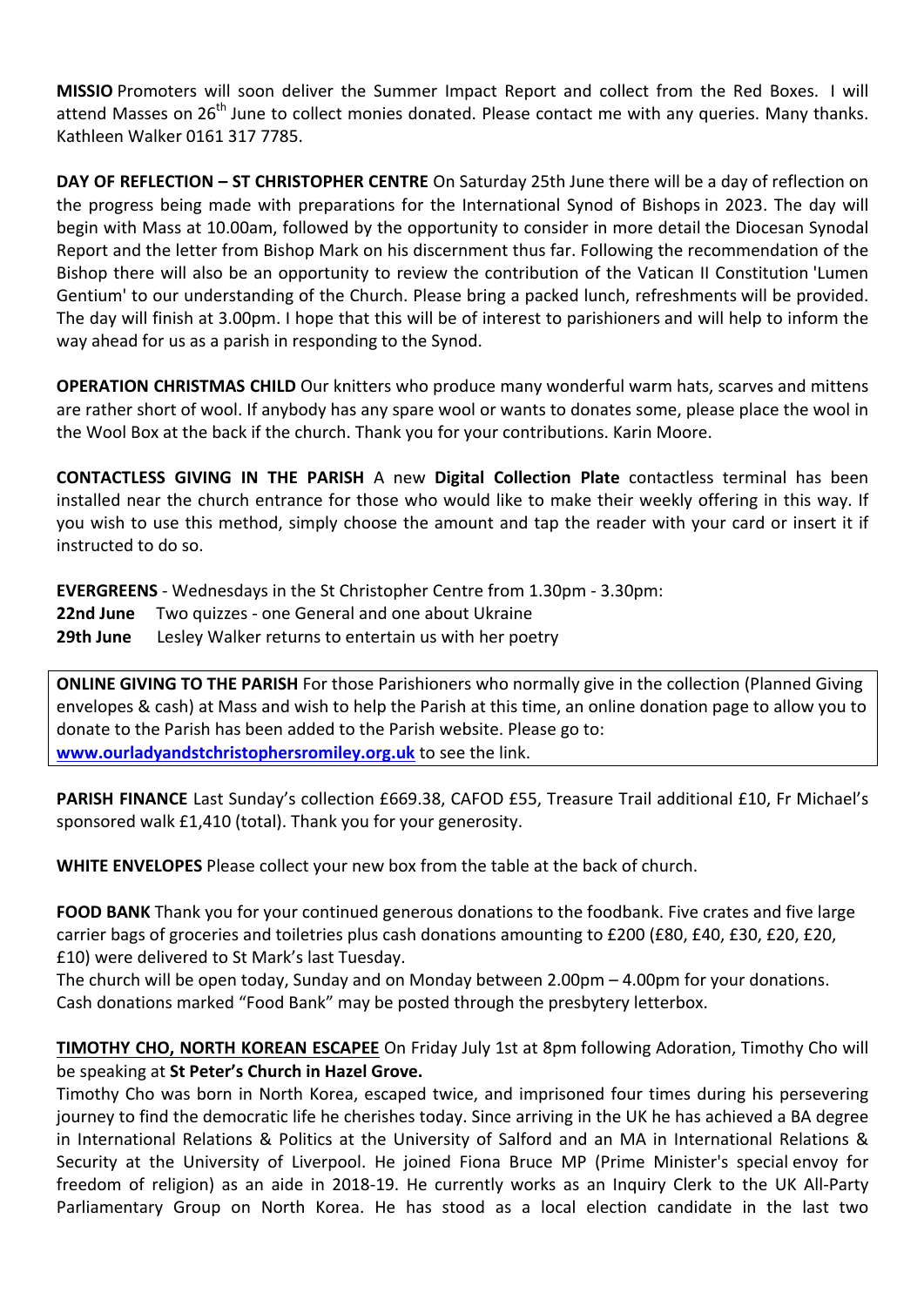**MISSIO** Promoters will soon deliver the Summer Impact Report and collect from the Red Boxes. I will attend Masses on 26th June to collect monies donated. Please contact me with any queries. Many thanks. Kathleen Walker 0161 317 7785.

**DAY OF REFLECTION – ST CHRISTOPHER CENTRE** On Saturday 25th June there will be a day of reflection on the progress being made with preparations for the International Synod of Bishops in 2023. The day will begin with Mass at 10.00am, followed by the opportunity to consider in more detail the Diocesan Synodal Report and the letter from Bishop Mark on his discernment thus far. Following the recommendation of the Bishop there will also be an opportunity to review the contribution of the Vatican II Constitution 'Lumen Gentium' to our understanding of the Church. Please bring a packed lunch, refreshments will be provided. The day will finish at 3.00pm. I hope that this will be of interest to parishioners and will help to inform the way ahead for us as a parish in responding to the Synod.

**OPERATION CHRISTMAS CHILD** Our knitters who produce many wonderful warm hats, scarves and mittens are rather short of wool. If anybody has any spare wool or wants to donates some, please place the wool in the Wool Box at the back if the church. Thank you for your contributions. Karin Moore.

**CONTACTLESS GIVING IN THE PARISH** A new **Digital Collection Plate** contactless terminal has been installed near the church entrance for those who would like to make their weekly offering in this way. If you wish to use this method, simply choose the amount and tap the reader with your card or insert it if instructed to do so.

**EVERGREENS** - Wednesdays in the St Christopher Centre from 1.30pm - 3.30pm:
**22nd June** Two quizzes - one General and one about Ukraine
**29th June** Lesley Walker returns to entertain us with her poetry

**ONLINE GIVING TO THE PARISH** For those Parishioners who normally give in the collection (Planned Giving envelopes & cash) at Mass and wish to help the Parish at this time, an online donation page to allow you to donate to the Parish has been added to the Parish website. Please go to: **www.ourladyandstchristophersromiley.org.uk** to see the link.

**PARISH FINANCE** Last Sunday's collection £669.38, CAFOD £55, Treasure Trail additional £10, Fr Michael's sponsored walk £1,410 (total). Thank you for your generosity.

**WHITE ENVELOPES** Please collect your new box from the table at the back of church.

**FOOD BANK** Thank you for your continued generous donations to the foodbank. Five crates and five large carrier bags of groceries and toiletries plus cash donations amounting to £200 (£80, £40, £30, £20, £20, £10) were delivered to St Mark's last Tuesday.
The church will be open today, Sunday and on Monday between 2.00pm – 4.00pm for your donations. Cash donations marked "Food Bank" may be posted through the presbytery letterbox.

**TIMOTHY CHO, NORTH KOREAN ESCAPEE** On Friday July 1st at 8pm following Adoration, Timothy Cho will be speaking at **St Peter's Church in Hazel Grove.**
Timothy Cho was born in North Korea, escaped twice, and imprisoned four times during his persevering journey to find the democratic life he cherishes today. Since arriving in the UK he has achieved a BA degree in International Relations & Politics at the University of Salford and an MA in International Relations & Security at the University of Liverpool. He joined Fiona Bruce MP (Prime Minister's special envoy for freedom of religion) as an aide in 2018-19. He currently works as an Inquiry Clerk to the UK All-Party Parliamentary Group on North Korea. He has stood as a local election candidate in the last two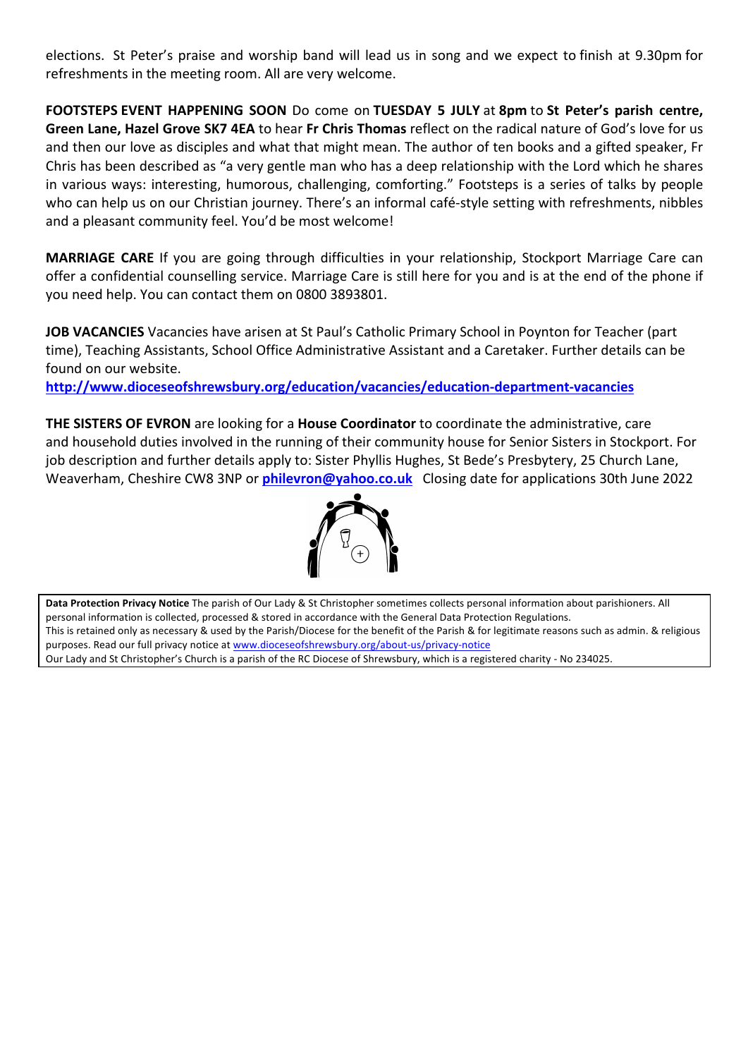elections. St Peter's praise and worship band will lead us in song and we expect to finish at 9.30pm for refreshments in the meeting room. All are very welcome.

**FOOTSTEPS EVENT HAPPENING SOON** Do come on **TUESDAY 5 JULY** at **8pm** to **St Peter's parish centre, Green Lane, Hazel Grove SK7 4EA** to hear **Fr Chris Thomas** reflect on the radical nature of God's love for us and then our love as disciples and what that might mean. The author of ten books and a gifted speaker, Fr Chris has been described as "a very gentle man who has a deep relationship with the Lord which he shares in various ways: interesting, humorous, challenging, comforting." Footsteps is a series of talks by people who can help us on our Christian journey. There's an informal café-style setting with refreshments, nibbles and a pleasant community feel. You'd be most welcome!

**MARRIAGE CARE** If you are going through difficulties in your relationship, Stockport Marriage Care can offer a confidential counselling service. Marriage Care is still here for you and is at the end of the phone if you need help. You can contact them on 0800 3893801.

**JOB VACANCIES** Vacancies have arisen at St Paul's Catholic Primary School in Poynton for Teacher (part time), Teaching Assistants, School Office Administrative Assistant and a Caretaker. Further details can be found on our website.
**http://www.dioceseofshrewsbury.org/education/vacancies/education-department-vacancies**

**THE SISTERS OF EVRON** are looking for a **House Coordinator** to coordinate the administrative, care and household duties involved in the running of their community house for Senior Sisters in Stockport. For job description and further details apply to: Sister Phyllis Hughes, St Bede's Presbytery, 25 Church Lane, Weaverham, Cheshire CW8 3NP or **philevron@yahoo.co.uk** Closing date for applications 30th June 2022

**Data Protection Privacy Notice** The parish of Our Lady & St Christopher sometimes collects personal information about parishioners. All personal information is collected, processed & stored in accordance with the General Data Protection Regulations.
This is retained only as necessary & used by the Parish/Diocese for the benefit of the Parish & for legitimate reasons such as admin. & religious purposes. Read our full privacy notice at www.dioceseofshrewsbury.org/about-us/privacy-notice
Our Lady and St Christopher's Church is a parish of the RC Diocese of Shrewsbury, which is a registered charity - No 234025.